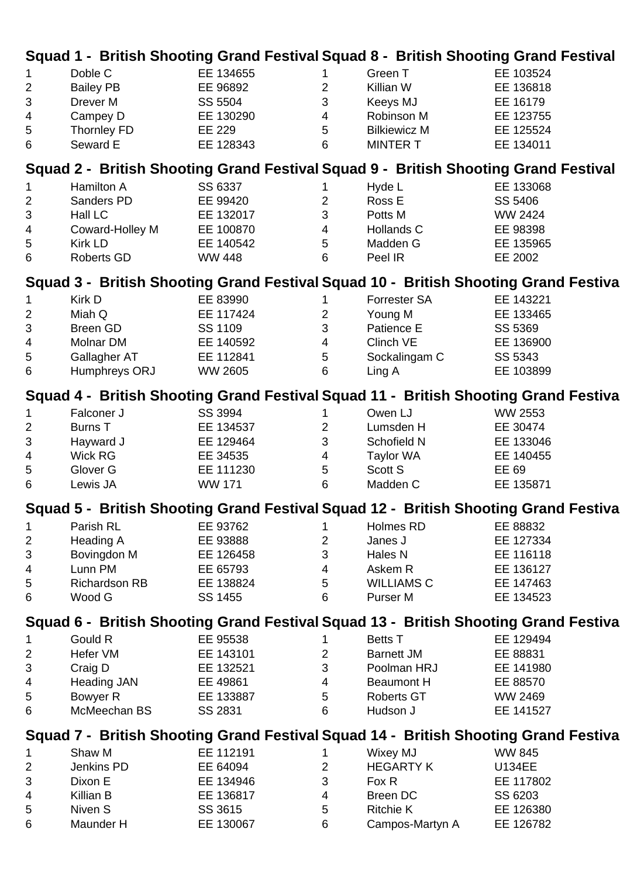## Squad 1 - British Shooting Grand Festival

| | | |
|---|---|---|
| 1 | Doble C | EE 134655 |
| 2 | Bailey PB | EE 96892 |
| 3 | Drever M | SS 5504 |
| 4 | Campey D | EE 130290 |
| 5 | Thornley FD | EE 229 |
| 6 | Seward E | EE 128343 |

## Squad 2 - British Shooting Grand Festival

| | | |
|---|---|---|
| 1 | Hamilton A | SS 6337 |
| 2 | Sanders PD | EE 99420 |
| 3 | Hall LC | EE 132017 |
| 4 | Coward-Holley M | EE 100870 |
| 5 | Kirk LD | EE 140542 |
| 6 | Roberts GD | WW 448 |

## Squad 3 - British Shooting Grand Festival

| | | |
|---|---|---|
| 1 | Kirk D | EE 83990 |
| 2 | Miah Q | EE 117424 |
| 3 | Breen GD | SS 1109 |
| 4 | Molnar DM | EE 140592 |
| 5 | Gallagher AT | EE 112841 |
| 6 | Humphreys ORJ | WW 2605 |

## Squad 4 - British Shooting Grand Festival

| | | |
|---|---|---|
| 1 | Falconer J | SS 3994 |
| 2 | Burns T | EE 134537 |
| 3 | Hayward J | EE 129464 |
| 4 | Wick RG | EE 34535 |
| 5 | Glover G | EE 111230 |
| 6 | Lewis JA | WW 171 |

## Squad 5 - British Shooting Grand Festival

| | | |
|---|---|---|
| 1 | Parish RL | EE 93762 |
| 2 | Heading A | EE 93888 |
| 3 | Bovingdon M | EE 126458 |
| 4 | Lunn PM | EE 65793 |
| 5 | Richardson RB | EE 138824 |
| 6 | Wood G | SS 1455 |

## Squad 6 - British Shooting Grand Festival

| | | |
|---|---|---|
| 1 | Gould R | EE 95538 |
| 2 | Hefer VM | EE 143101 |
| 3 | Craig D | EE 132521 |
| 4 | Heading JAN | EE 49861 |
| 5 | Bowyer R | EE 133887 |
| 6 | McMeechan BS | SS 2831 |

## Squad 7 - British Shooting Grand Festival

| | | |
|---|---|---|
| 1 | Shaw M | EE 112191 |
| 2 | Jenkins PD | EE 64094 |
| 3 | Dixon E | EE 134946 |
| 4 | Killian B | EE 136817 |
| 5 | Niven S | SS 3615 |
| 6 | Maunder H | EE 130067 |

## Squad 8 - British Shooting Grand Festival

| | | |
|---|---|---|
| 1 | Green T | EE 103524 |
| 2 | Killian W | EE 136818 |
| 3 | Keeys MJ | EE 16179 |
| 4 | Robinson M | EE 123755 |
| 5 | Bilkiewicz M | EE 125524 |
| 6 | MINTER T | EE 134011 |

## Squad 9 - British Shooting Grand Festival

| | | |
|---|---|---|
| 1 | Hyde L | EE 133068 |
| 2 | Ross E | SS 5406 |
| 3 | Potts M | WW 2424 |
| 4 | Hollands C | EE 98398 |
| 5 | Madden G | EE 135965 |
| 6 | Peel IR | EE 2002 |

## Squad 10 - British Shooting Grand Festiva

| | | |
|---|---|---|
| 1 | Forrester SA | EE 143221 |
| 2 | Young M | EE 133465 |
| 3 | Patience E | SS 5369 |
| 4 | Clinch VE | EE 136900 |
| 5 | Sockalingam C | SS 5343 |
| 6 | Ling A | EE 103899 |

## Squad 11 - British Shooting Grand Festiva

| | | |
|---|---|---|
| 1 | Owen LJ | WW 2553 |
| 2 | Lumsden H | EE 30474 |
| 3 | Schofield N | EE 133046 |
| 4 | Taylor WA | EE 140455 |
| 5 | Scott S | EE 69 |
| 6 | Madden C | EE 135871 |

## Squad 12 - British Shooting Grand Festiva

| | | |
|---|---|---|
| 1 | Holmes RD | EE 88832 |
| 2 | Janes J | EE 127334 |
| 3 | Hales N | EE 116118 |
| 4 | Askem R | EE 136127 |
| 5 | WILLIAMS C | EE 147463 |
| 6 | Purser M | EE 134523 |

## Squad 13 - British Shooting Grand Festiva

| | | |
|---|---|---|
| 1 | Betts T | EE 129494 |
| 2 | Barnett JM | EE 88831 |
| 3 | Poolman HRJ | EE 141980 |
| 4 | Beaumont H | EE 88570 |
| 5 | Roberts GT | WW 2469 |
| 6 | Hudson J | EE 141527 |

## Squad 14 - British Shooting Grand Festiva

| | | |
|---|---|---|
| 1 | Wixey MJ | WW 845 |
| 2 | HEGARTY K | U134EE |
| 3 | Fox R | EE 117802 |
| 4 | Breen DC | SS 6203 |
| 5 | Ritchie K | EE 126380 |
| 6 | Campos-Martyn A | EE 126782 |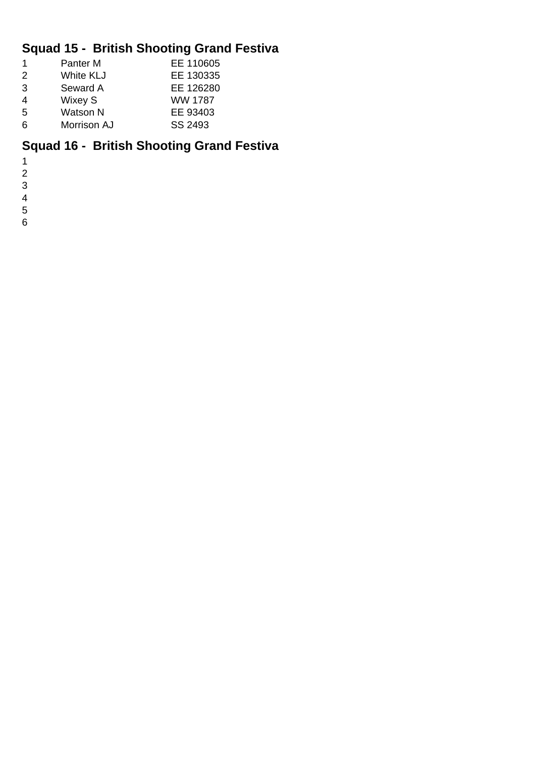## Squad 15 - British Shooting Grand Festiva

| | | |
|---|---|---|
| 1 | Panter M | EE 110605 |
| 2 | White KLJ | EE 130335 |
| 3 | Seward A | EE 126280 |
| 4 | Wixey S | WW 1787 |
| 5 | Watson N | EE 93403 |
| 6 | Morrison AJ | SS 2493 |

## Squad 16 - British Shooting Grand Festiva

| | | |
|---|---|---|
| 1 | | |
| 2 | | |
| 3 | | |
| 4 | | |
| 5 | | |
| 6 | | |